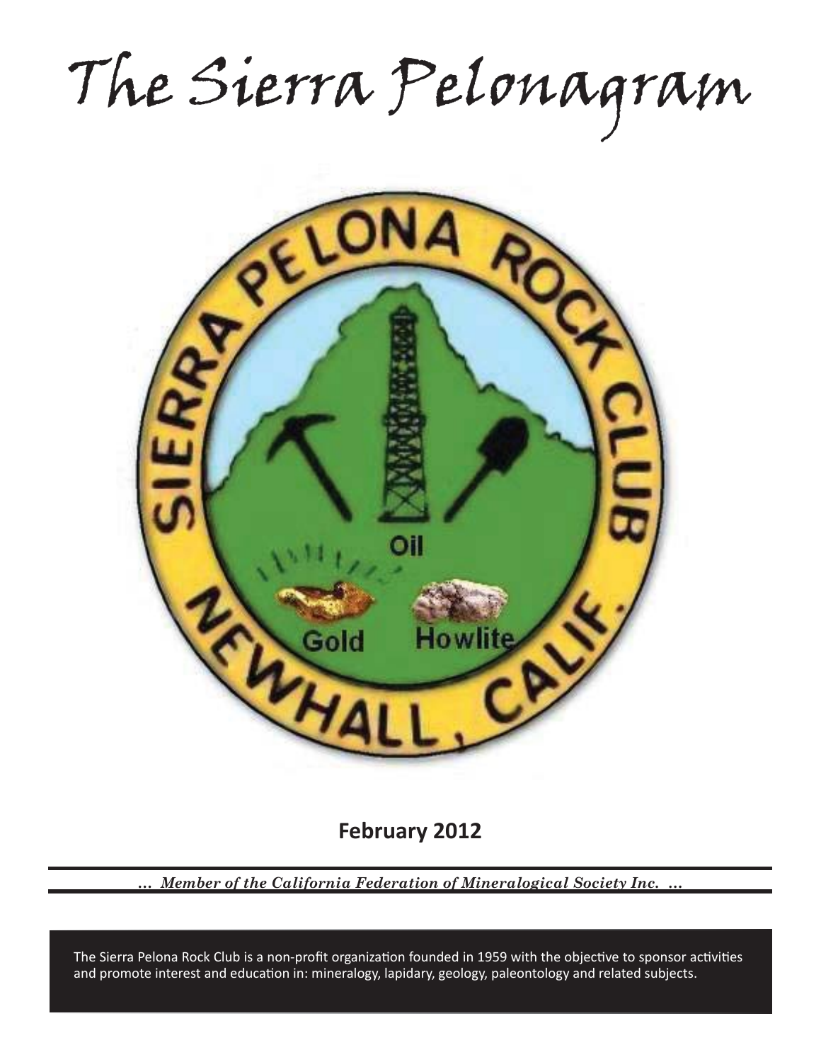# The Sierra Pelonagram

**February 2012**

*... Member of the California Federation of Mineralogical Society Inc. ...*

The Sierra Pelona Rock Club is a non-profit organization founded in 1959 with the objective to sponsor activities and promote interest and education in: mineralogy, lapidary, geology, paleontology and related subjects.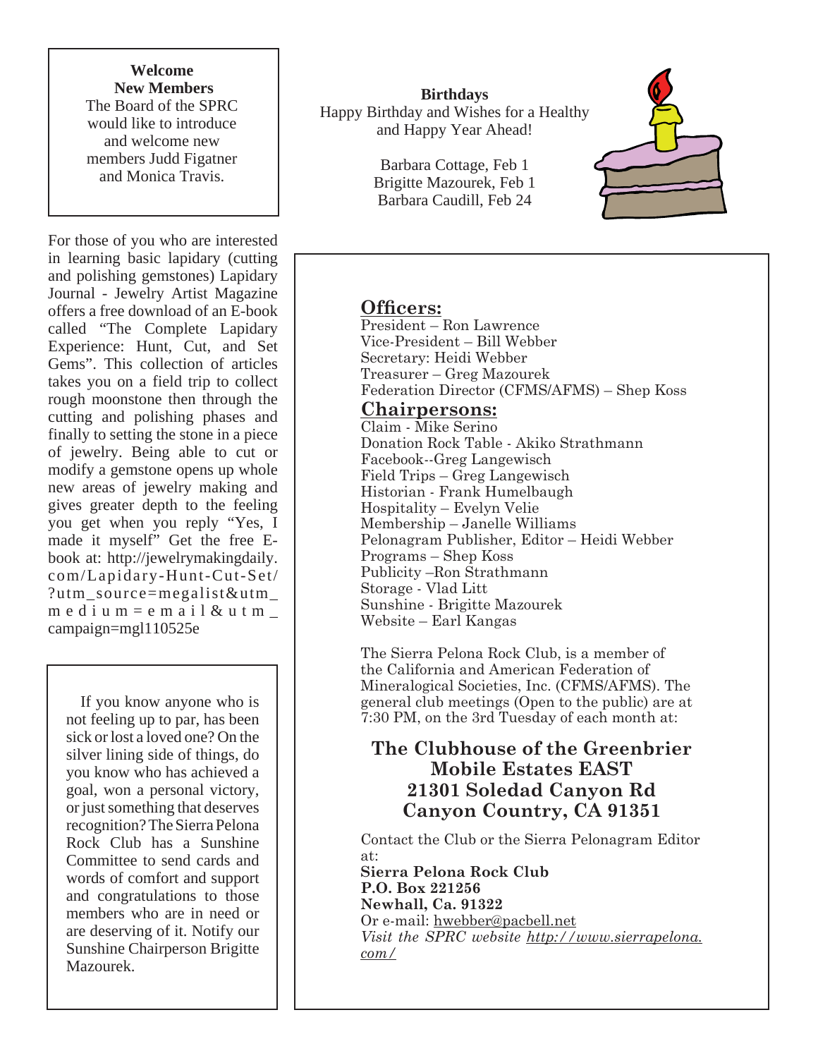**Welcome**
**New Members**

The Board of the SPRC would like to introduce and welcome new members Judd Figatner and Monica Travis.

For those of you who are interested in learning basic lapidary (cutting and polishing gemstones) Lapidary Journal - Jewelry Artist Magazine offers a free download of an E-book called "The Complete Lapidary Experience: Hunt, Cut, and Set Gems". This collection of articles takes you on a field trip to collect rough moonstone then through the cutting and polishing phases and finally to setting the stone in a piece of jewelry. Being able to cut or modify a gemstone opens up whole new areas of jewelry making and gives greater depth to the feeling you get when you reply "Yes, I made it myself" Get the free E-book at: http://jewelrymakingdaily.com/Lapidary-Hunt-Cut-Set/?utm_source=megalist&utm_medium=email&utm_campaign=mgl110525e

If you know anyone who is not feeling up to par, has been sick or lost a loved one? On the silver lining side of things, do you know who has achieved a goal, won a personal victory, or just something that deserves recognition? The Sierra Pelona Rock Club has a Sunshine Committee to send cards and words of comfort and support and congratulations to those members who are in need or are deserving of it. Notify our Sunshine Chairperson Brigitte Mazourek.

**Birthdays**

Happy Birthday and Wishes for a Healthy and Happy Year Ahead!

Barbara Cottage, Feb 1
Brigitte Mazourek, Feb 1
Barbara Caudill, Feb 24

## Officers:

President – Ron Lawrence
Vice-President – Bill Webber
Secretary: Heidi Webber
Treasurer – Greg Mazourek
Federation Director (CFMS/AFMS) – Shep Koss

## Chairpersons:

Claim - Mike Serino
Donation Rock Table - Akiko Strathmann
Facebook--Greg Langewisch
Field Trips – Greg Langewisch
Historian - Frank Humelbaugh
Hospitality – Evelyn Velie
Membership – Janelle Williams
Pelonagram Publisher, Editor – Heidi Webber
Programs – Shep Koss
Publicity –Ron Strathmann
Storage - Vlad Litt
Sunshine - Brigitte Mazourek
Website – Earl Kangas

The Sierra Pelona Rock Club, is a member of the California and American Federation of Mineralogical Societies, Inc. (CFMS/AFMS). The general club meetings (Open to the public) are at 7:30 PM, on the 3rd Tuesday of each month at:

**The Clubhouse of the Greenbrier Mobile Estates EAST**
**21301 Soledad Canyon Rd**
**Canyon Country, CA 91351**

Contact the Club or the Sierra Pelonagram Editor at:
**Sierra Pelona Rock Club**
**P.O. Box 221256**
**Newhall, Ca. 91322**
Or e-mail: hwebber@pacbell.net
*Visit the SPRC website http://www.sierrapelona.com/*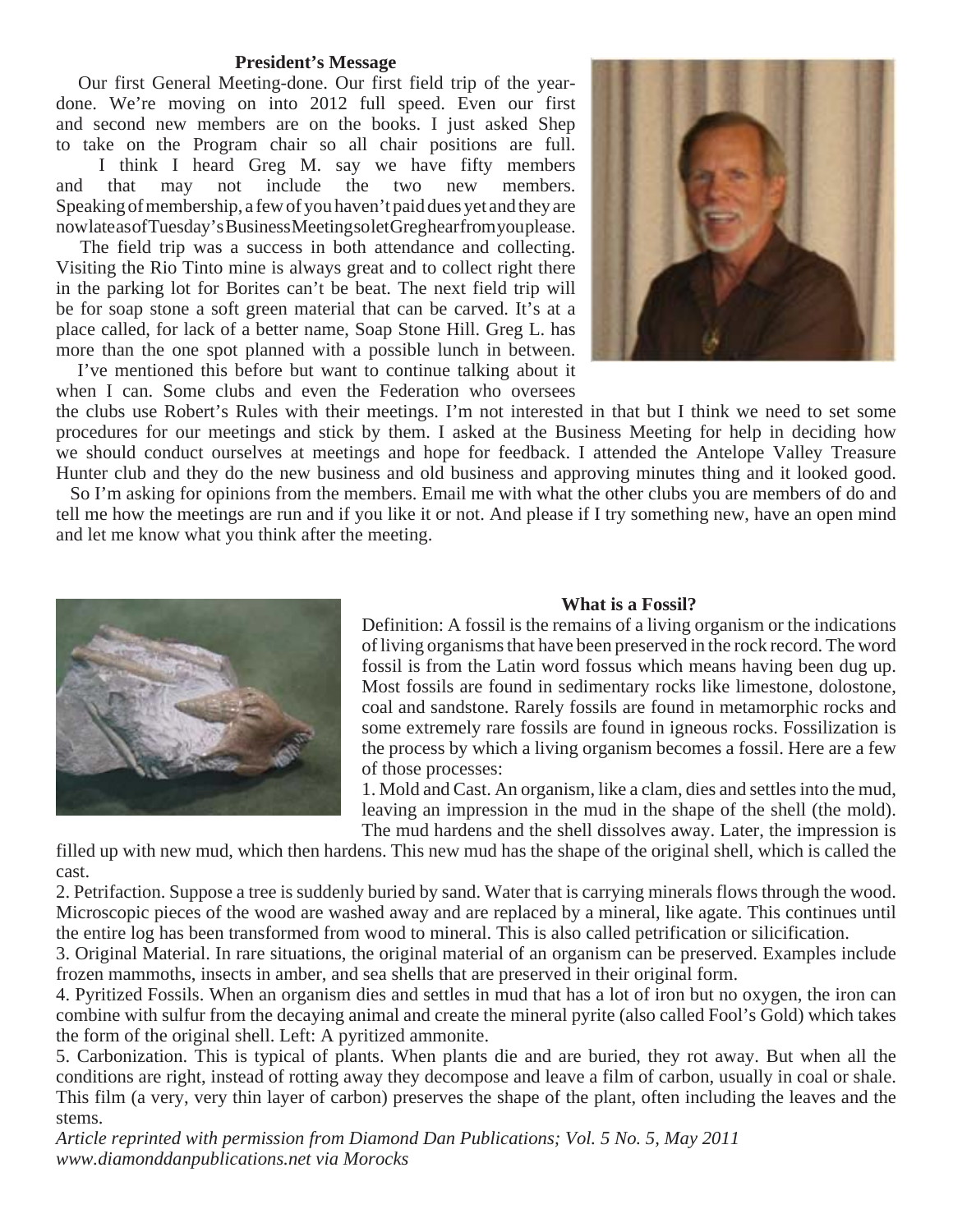**President's Message**

Our first General Meeting-done. Our first field trip of the year-done. We're moving on into 2012 full speed. Even our first and second new members are on the books. I just asked Shep to take on the Program chair so all chair positions are full.

I think I heard Greg M. say we have fifty members and that may not include the two new members. Speaking of membership, a few of you haven't paid dues yet and they are now late as of Tuesday's Business Meeting so let Greg hear from you please.

The field trip was a success in both attendance and collecting. Visiting the Rio Tinto mine is always great and to collect right there in the parking lot for Borites can't be beat. The next field trip will be for soap stone a soft green material that can be carved. It's at a place called, for lack of a better name, Soap Stone Hill. Greg L. has more than the one spot planned with a possible lunch in between.

I've mentioned this before but want to continue talking about it when I can. Some clubs and even the Federation who oversees the clubs use Robert's Rules with their meetings. I'm not interested in that but I think we need to set some procedures for our meetings and stick by them. I asked at the Business Meeting for help in deciding how we should conduct ourselves at meetings and hope for feedback. I attended the Antelope Valley Treasure Hunter club and they do the new business and old business and approving minutes thing and it looked good.

So I'm asking for opinions from the members. Email me with what the other clubs you are members of do and tell me how the meetings are run and if you like it or not. And please if I try something new, have an open mind and let me know what you think after the meeting.

**What is a Fossil?**

Definition: A fossil is the remains of a living organism or the indications of living organisms that have been preserved in the rock record. The word fossil is from the Latin word fossus which means having been dug up. Most fossils are found in sedimentary rocks like limestone, dolostone, coal and sandstone. Rarely fossils are found in metamorphic rocks and some extremely rare fossils are found in igneous rocks. Fossilization is the process by which a living organism becomes a fossil. Here are a few of those processes:

1. Mold and Cast. An organism, like a clam, dies and settles into the mud, leaving an impression in the mud in the shape of the shell (the mold). The mud hardens and the shell dissolves away. Later, the impression is filled up with new mud, which then hardens. This new mud has the shape of the original shell, which is called the cast.
2. Petrifaction. Suppose a tree is suddenly buried by sand. Water that is carrying minerals flows through the wood. Microscopic pieces of the wood are washed away and are replaced by a mineral, like agate. This continues until the entire log has been transformed from wood to mineral. This is also called petrification or silicification.
3. Original Material. In rare situations, the original material of an organism can be preserved. Examples include frozen mammoths, insects in amber, and sea shells that are preserved in their original form.
4. Pyritized Fossils. When an organism dies and settles in mud that has a lot of iron but no oxygen, the iron can combine with sulfur from the decaying animal and create the mineral pyrite (also called Fool's Gold) which takes the form of the original shell. Left: A pyritized ammonite.
5. Carbonization. This is typical of plants. When plants die and are buried, they rot away. But when all the conditions are right, instead of rotting away they decompose and leave a film of carbon, usually in coal or shale. This film (a very, very thin layer of carbon) preserves the shape of the plant, often including the leaves and the stems.

*Article reprinted with permission from Diamond Dan Publications; Vol. 5 No. 5, May 2011*
*www.diamonddanpublications.net via Morocks*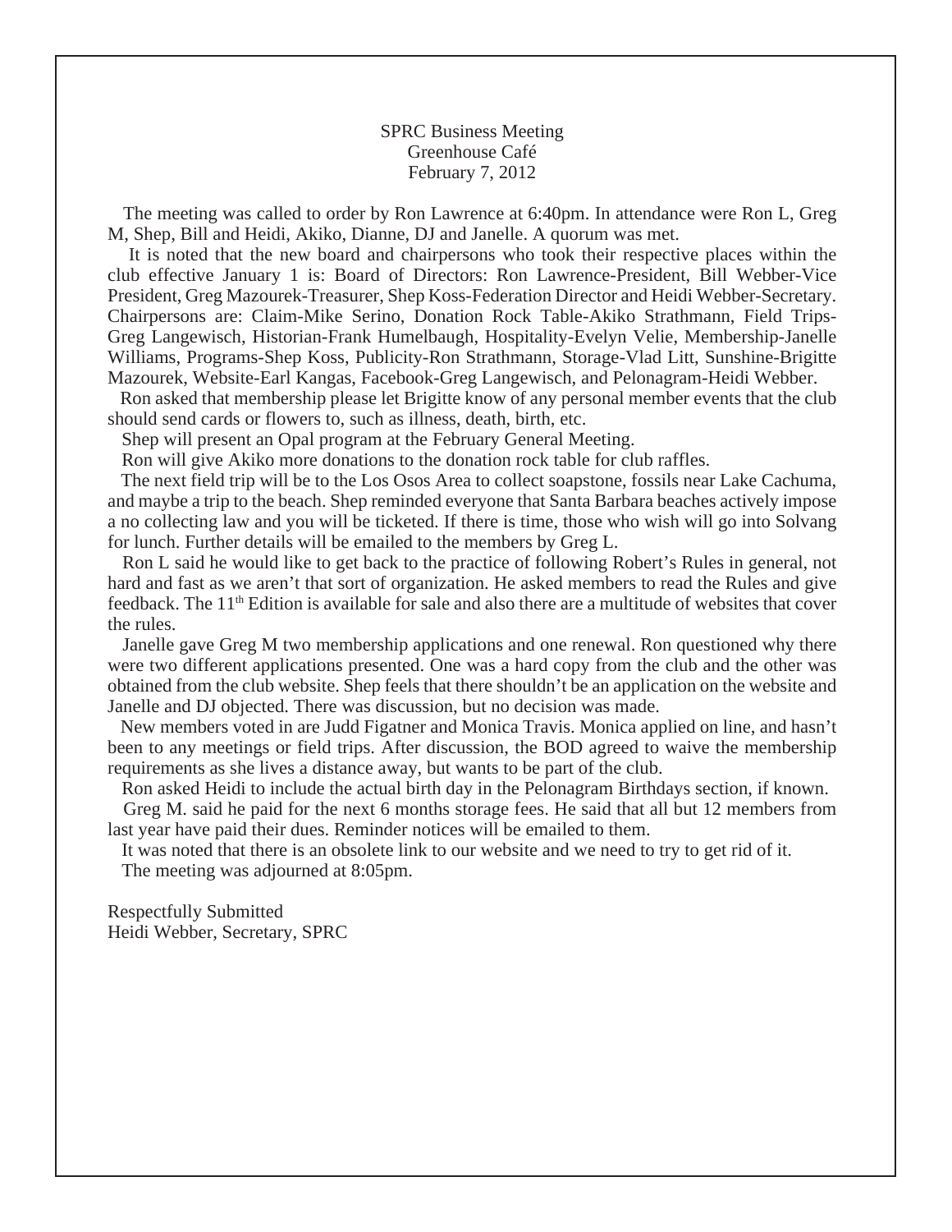SPRC Business Meeting
Greenhouse Café
February 7, 2012

The meeting was called to order by Ron Lawrence at 6:40pm. In attendance were Ron L, Greg M, Shep, Bill and Heidi, Akiko, Dianne, DJ and Janelle. A quorum was met.

It is noted that the new board and chairpersons who took their respective places within the club effective January 1 is: Board of Directors: Ron Lawrence-President, Bill Webber-Vice President, Greg Mazourek-Treasurer, Shep Koss-Federation Director and Heidi Webber-Secretary. Chairpersons are: Claim-Mike Serino, Donation Rock Table-Akiko Strathmann, Field Trips-Greg Langewisch, Historian-Frank Humelbaugh, Hospitality-Evelyn Velie, Membership-Janelle Williams, Programs-Shep Koss, Publicity-Ron Strathmann, Storage-Vlad Litt, Sunshine-Brigitte Mazourek, Website-Earl Kangas, Facebook-Greg Langewisch, and Pelonagram-Heidi Webber.

Ron asked that membership please let Brigitte know of any personal member events that the club should send cards or flowers to, such as illness, death, birth, etc.

Shep will present an Opal program at the February General Meeting.

Ron will give Akiko more donations to the donation rock table for club raffles.

The next field trip will be to the Los Osos Area to collect soapstone, fossils near Lake Cachuma, and maybe a trip to the beach. Shep reminded everyone that Santa Barbara beaches actively impose a no collecting law and you will be ticketed. If there is time, those who wish will go into Solvang for lunch. Further details will be emailed to the members by Greg L.

Ron L said he would like to get back to the practice of following Robert's Rules in general, not hard and fast as we aren't that sort of organization. He asked members to read the Rules and give feedback. The 11th Edition is available for sale and also there are a multitude of websites that cover the rules.

Janelle gave Greg M two membership applications and one renewal. Ron questioned why there were two different applications presented. One was a hard copy from the club and the other was obtained from the club website. Shep feels that there shouldn't be an application on the website and Janelle and DJ objected. There was discussion, but no decision was made.

New members voted in are Judd Figatner and Monica Travis. Monica applied on line, and hasn't been to any meetings or field trips. After discussion, the BOD agreed to waive the membership requirements as she lives a distance away, but wants to be part of the club.

Ron asked Heidi to include the actual birth day in the Pelonagram Birthdays section, if known.

Greg M. said he paid for the next 6 months storage fees. He said that all but 12 members from last year have paid their dues. Reminder notices will be emailed to them.

It was noted that there is an obsolete link to our website and we need to try to get rid of it.

The meeting was adjourned at 8:05pm.

Respectfully Submitted
Heidi Webber, Secretary, SPRC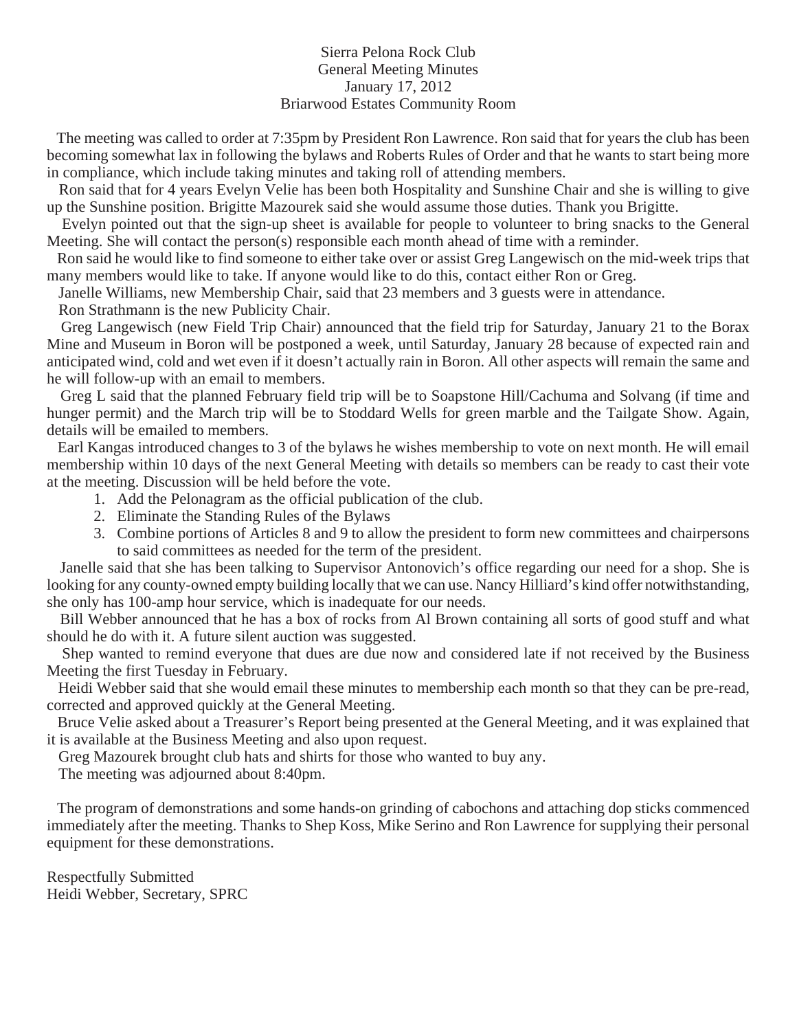Sierra Pelona Rock Club
General Meeting Minutes
January 17, 2012
Briarwood Estates Community Room

The meeting was called to order at 7:35pm by President Ron Lawrence. Ron said that for years the club has been becoming somewhat lax in following the bylaws and Roberts Rules of Order and that he wants to start being more in compliance, which include taking minutes and taking roll of attending members.

Ron said that for 4 years Evelyn Velie has been both Hospitality and Sunshine Chair and she is willing to give up the Sunshine position. Brigitte Mazourek said she would assume those duties. Thank you Brigitte.

Evelyn pointed out that the sign-up sheet is available for people to volunteer to bring snacks to the General Meeting. She will contact the person(s) responsible each month ahead of time with a reminder.

Ron said he would like to find someone to either take over or assist Greg Langewisch on the mid-week trips that many members would like to take. If anyone would like to do this, contact either Ron or Greg.

Janelle Williams, new Membership Chair, said that 23 members and 3 guests were in attendance.

Ron Strathmann is the new Publicity Chair.

Greg Langewisch (new Field Trip Chair) announced that the field trip for Saturday, January 21 to the Borax Mine and Museum in Boron will be postponed a week, until Saturday, January 28 because of expected rain and anticipated wind, cold and wet even if it doesn't actually rain in Boron. All other aspects will remain the same and he will follow-up with an email to members.

Greg L said that the planned February field trip will be to Soapstone Hill/Cachuma and Solvang (if time and hunger permit) and the March trip will be to Stoddard Wells for green marble and the Tailgate Show. Again, details will be emailed to members.

Earl Kangas introduced changes to 3 of the bylaws he wishes membership to vote on next month. He will email membership within 10 days of the next General Meeting with details so members can be ready to cast their vote at the meeting. Discussion will be held before the vote.

1. Add the Pelonagram as the official publication of the club.
2. Eliminate the Standing Rules of the Bylaws
3. Combine portions of Articles 8 and 9 to allow the president to form new committees and chairpersons to said committees as needed for the term of the president.

Janelle said that she has been talking to Supervisor Antonovich's office regarding our need for a shop. She is looking for any county-owned empty building locally that we can use. Nancy Hilliard's kind offer notwithstanding, she only has 100-amp hour service, which is inadequate for our needs.

Bill Webber announced that he has a box of rocks from Al Brown containing all sorts of good stuff and what should he do with it. A future silent auction was suggested.

Shep wanted to remind everyone that dues are due now and considered late if not received by the Business Meeting the first Tuesday in February.

Heidi Webber said that she would email these minutes to membership each month so that they can be pre-read, corrected and approved quickly at the General Meeting.

Bruce Velie asked about a Treasurer's Report being presented at the General Meeting, and it was explained that it is available at the Business Meeting and also upon request.

Greg Mazourek brought club hats and shirts for those who wanted to buy any.

The meeting was adjourned about 8:40pm.

The program of demonstrations and some hands-on grinding of cabochons and attaching dop sticks commenced immediately after the meeting. Thanks to Shep Koss, Mike Serino and Ron Lawrence for supplying their personal equipment for these demonstrations.

Respectfully Submitted
Heidi Webber, Secretary, SPRC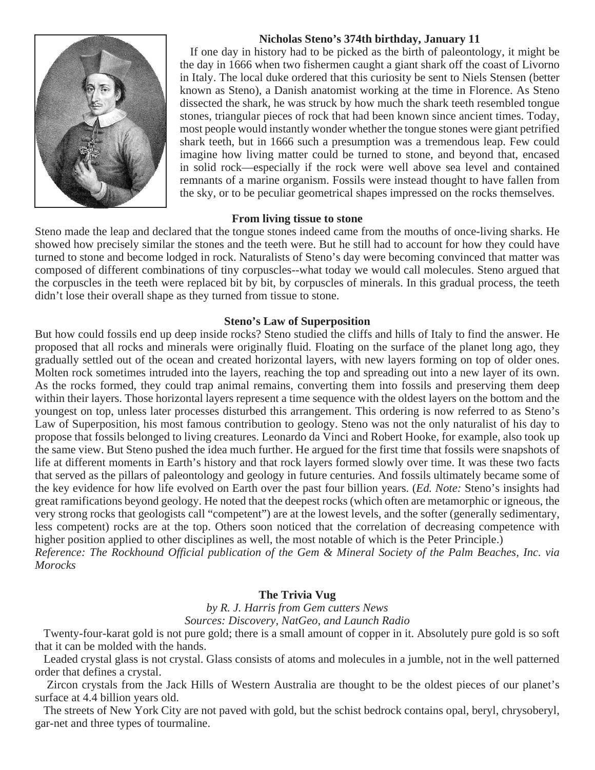### Nicholas Steno's 374th birthday, January 11

If one day in history had to be picked as the birth of paleontology, it might be the day in 1666 when two fishermen caught a giant shark off the coast of Livorno in Italy. The local duke ordered that this curiosity be sent to Niels Stensen (better known as Steno), a Danish anatomist working at the time in Florence. As Steno dissected the shark, he was struck by how much the shark teeth resembled tongue stones, triangular pieces of rock that had been known since ancient times. Today, most people would instantly wonder whether the tongue stones were giant petrified shark teeth, but in 1666 such a presumption was a tremendous leap. Few could imagine how living matter could be turned to stone, and beyond that, encased in solid rock—especially if the rock were well above sea level and contained remnants of a marine organism. Fossils were instead thought to have fallen from the sky, or to be peculiar geometrical shapes impressed on the rocks themselves.

### From living tissue to stone

Steno made the leap and declared that the tongue stones indeed came from the mouths of once-living sharks. He showed how precisely similar the stones and the teeth were. But he still had to account for how they could have turned to stone and become lodged in rock. Naturalists of Steno's day were becoming convinced that matter was composed of different combinations of tiny corpuscles--what today we would call molecules. Steno argued that the corpuscles in the teeth were replaced bit by bit, by corpuscles of minerals. In this gradual process, the teeth didn't lose their overall shape as they turned from tissue to stone.

### Steno's Law of Superposition

But how could fossils end up deep inside rocks? Steno studied the cliffs and hills of Italy to find the answer. He proposed that all rocks and minerals were originally fluid. Floating on the surface of the planet long ago, they gradually settled out of the ocean and created horizontal layers, with new layers forming on top of older ones. Molten rock sometimes intruded into the layers, reaching the top and spreading out into a new layer of its own. As the rocks formed, they could trap animal remains, converting them into fossils and preserving them deep within their layers. Those horizontal layers represent a time sequence with the oldest layers on the bottom and the youngest on top, unless later processes disturbed this arrangement. This ordering is now referred to as Steno's Law of Superposition, his most famous contribution to geology. Steno was not the only naturalist of his day to propose that fossils belonged to living creatures. Leonardo da Vinci and Robert Hooke, for example, also took up the same view. But Steno pushed the idea much further. He argued for the first time that fossils were snapshots of life at different moments in Earth's history and that rock layers formed slowly over time. It was these two facts that served as the pillars of paleontology and geology in future centuries. And fossils ultimately became some of the key evidence for how life evolved on Earth over the past four billion years. (*Ed. Note:* Steno's insights had great ramifications beyond geology. He noted that the deepest rocks (which often are metamorphic or igneous, the very strong rocks that geologists call "competent") are at the lowest levels, and the softer (generally sedimentary, less competent) rocks are at the top. Others soon noticed that the correlation of decreasing competence with higher position applied to other disciplines as well, the most notable of which is the Peter Principle.)

*Reference: The Rockhound Official publication of the Gem & Mineral Society of the Palm Beaches, Inc. via Morocks*

### The Trivia Vug

*by R. J. Harris from Gem cutters News*
*Sources: Discovery, NatGeo, and Launch Radio*

Twenty-four-karat gold is not pure gold; there is a small amount of copper in it. Absolutely pure gold is so soft that it can be molded with the hands.

Leaded crystal glass is not crystal. Glass consists of atoms and molecules in a jumble, not in the well patterned order that defines a crystal.

Zircon crystals from the Jack Hills of Western Australia are thought to be the oldest pieces of our planet's surface at 4.4 billion years old.

The streets of New York City are not paved with gold, but the schist bedrock contains opal, beryl, chrysoberyl, gar-net and three types of tourmaline.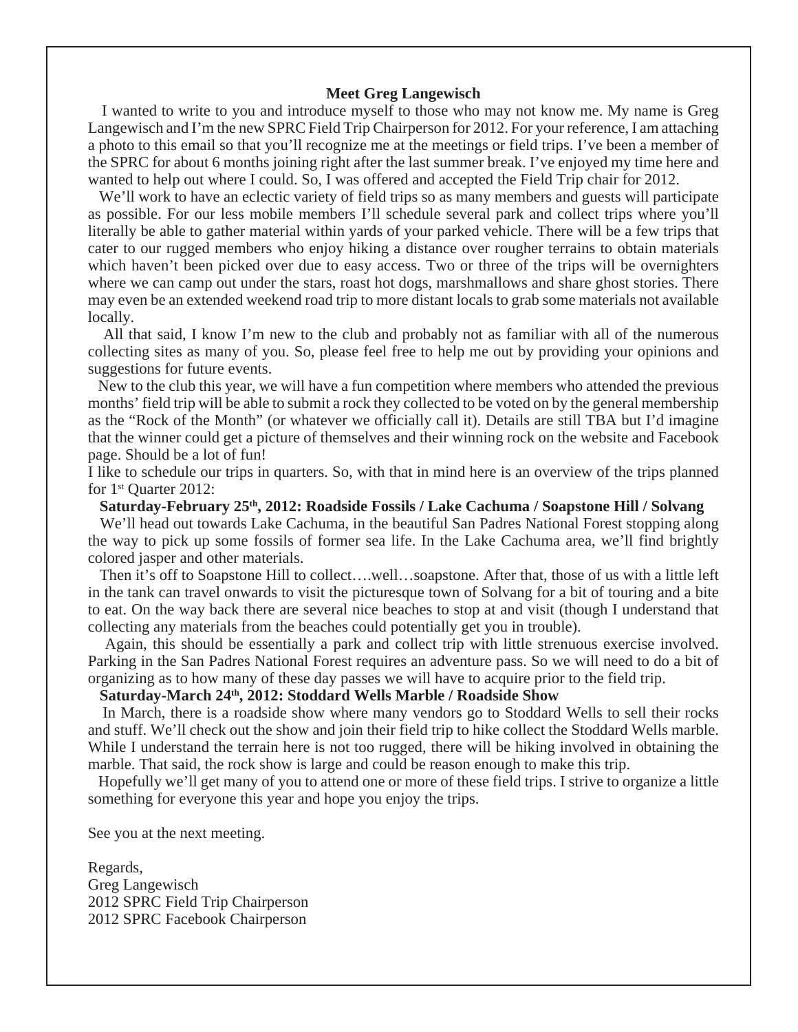## Meet Greg Langewisch

I wanted to write to you and introduce myself to those who may not know me. My name is Greg Langewisch and I'm the new SPRC Field Trip Chairperson for 2012. For your reference, I am attaching a photo to this email so that you'll recognize me at the meetings or field trips. I've been a member of the SPRC for about 6 months joining right after the last summer break. I've enjoyed my time here and wanted to help out where I could. So, I was offered and accepted the Field Trip chair for 2012.

We'll work to have an eclectic variety of field trips so as many members and guests will participate as possible. For our less mobile members I'll schedule several park and collect trips where you'll literally be able to gather material within yards of your parked vehicle. There will be a few trips that cater to our rugged members who enjoy hiking a distance over rougher terrains to obtain materials which haven't been picked over due to easy access. Two or three of the trips will be overnighters where we can camp out under the stars, roast hot dogs, marshmallows and share ghost stories. There may even be an extended weekend road trip to more distant locals to grab some materials not available locally.

All that said, I know I'm new to the club and probably not as familiar with all of the numerous collecting sites as many of you. So, please feel free to help me out by providing your opinions and suggestions for future events.

New to the club this year, we will have a fun competition where members who attended the previous months' field trip will be able to submit a rock they collected to be voted on by the general membership as the "Rock of the Month" (or whatever we officially call it). Details are still TBA but I'd imagine that the winner could get a picture of themselves and their winning rock on the website and Facebook page. Should be a lot of fun!

I like to schedule our trips in quarters. So, with that in mind here is an overview of the trips planned for 1st Quarter 2012:

**Saturday-February 25th, 2012: Roadside Fossils / Lake Cachuma / Soapstone Hill / Solvang**

We'll head out towards Lake Cachuma, in the beautiful San Padres National Forest stopping along the way to pick up some fossils of former sea life. In the Lake Cachuma area, we'll find brightly colored jasper and other materials.

Then it's off to Soapstone Hill to collect….well…soapstone. After that, those of us with a little left in the tank can travel onwards to visit the picturesque town of Solvang for a bit of touring and a bite to eat. On the way back there are several nice beaches to stop at and visit (though I understand that collecting any materials from the beaches could potentially get you in trouble).

Again, this should be essentially a park and collect trip with little strenuous exercise involved. Parking in the San Padres National Forest requires an adventure pass. So we will need to do a bit of organizing as to how many of these day passes we will have to acquire prior to the field trip.

**Saturday-March 24th, 2012: Stoddard Wells Marble / Roadside Show**

In March, there is a roadside show where many vendors go to Stoddard Wells to sell their rocks and stuff. We'll check out the show and join their field trip to hike collect the Stoddard Wells marble. While I understand the terrain here is not too rugged, there will be hiking involved in obtaining the marble. That said, the rock show is large and could be reason enough to make this trip.

Hopefully we'll get many of you to attend one or more of these field trips. I strive to organize a little something for everyone this year and hope you enjoy the trips.

See you at the next meeting.

Regards,
Greg Langewisch
2012 SPRC Field Trip Chairperson
2012 SPRC Facebook Chairperson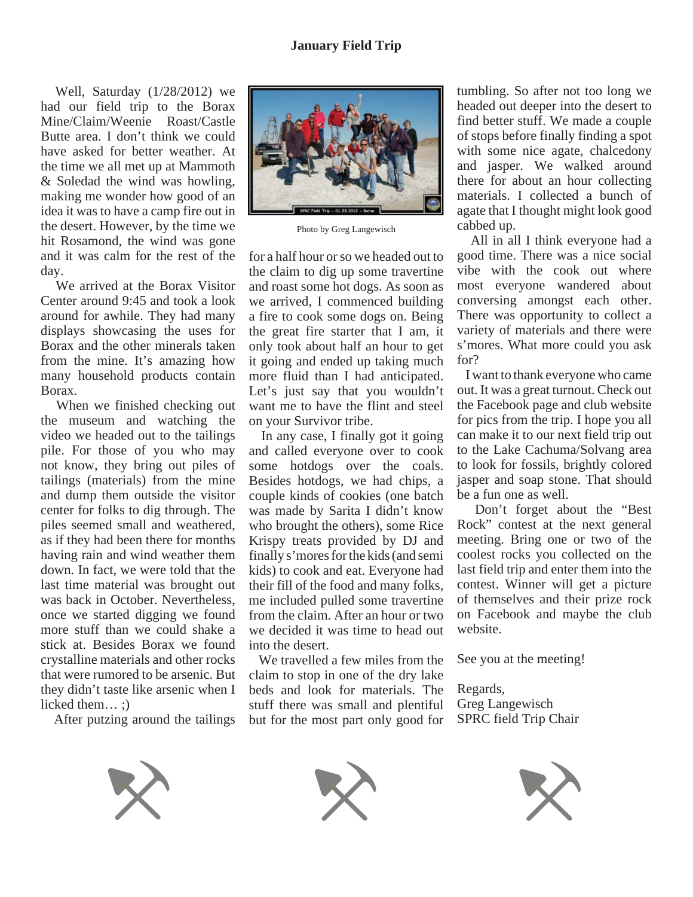## January Field Trip

Well, Saturday (1/28/2012) we had our field trip to the Borax Mine/Claim/Weenie Roast/Castle Butte area. I don't think we could have asked for better weather. At the time we all met up at Mammoth & Soledad the wind was howling, making me wonder how good of an idea it was to have a camp fire out in the desert. However, by the time we hit Rosamond, the wind was gone and it was calm for the rest of the day.

We arrived at the Borax Visitor Center around 9:45 and took a look around for awhile. They had many displays showcasing the uses for Borax and the other minerals taken from the mine. It's amazing how many household products contain Borax.

When we finished checking out the museum and watching the video we headed out to the tailings pile. For those of you who may not know, they bring out piles of tailings (materials) from the mine and dump them outside the visitor center for folks to dig through. The piles seemed small and weathered, as if they had been there for months having rain and wind weather them down. In fact, we were told that the last time material was brought out was back in October. Nevertheless, once we started digging we found more stuff than we could shake a stick at. Besides Borax we found crystalline materials and other rocks that were rumored to be arsenic. But they didn't taste like arsenic when I licked them… ;)

After putzing around the tailings for a half hour or so we headed out to the claim to dig up some travertine and roast some hot dogs. As soon as we arrived, I commenced building a fire to cook some dogs on. Being the great fire starter that I am, it only took about half an hour to get it going and ended up taking much more fluid than I had anticipated. Let's just say that you wouldn't want me to have the flint and steel on your Survivor tribe.

Photo by Greg Langewisch

In any case, I finally got it going and called everyone over to cook some hotdogs over the coals. Besides hotdogs, we had chips, a couple kinds of cookies (one batch was made by Sarita I didn't know who brought the others), some Rice Krispy treats provided by DJ and finally s'mores for the kids (and semi kids) to cook and eat. Everyone had their fill of the food and many folks, me included pulled some travertine from the claim. After an hour or two we decided it was time to head out into the desert.

We travelled a few miles from the claim to stop in one of the dry lake beds and look for materials. The stuff there was small and plentiful but for the most part only good for tumbling. So after not too long we headed out deeper into the desert to find better stuff. We made a couple of stops before finally finding a spot with some nice agate, chalcedony and jasper. We walked around there for about an hour collecting materials. I collected a bunch of agate that I thought might look good cabbed up.

All in all I think everyone had a good time. There was a nice social vibe with the cook out where most everyone wandered about conversing amongst each other. There was opportunity to collect a variety of materials and there were s'mores. What more could you ask for?

I want to thank everyone who came out. It was a great turnout. Check out the Facebook page and club website for pics from the trip. I hope you all can make it to our next field trip out to the Lake Cachuma/Solvang area to look for fossils, brightly colored jasper and soap stone. That should be a fun one as well.

Don't forget about the "Best Rock" contest at the next general meeting. Bring one or two of the coolest rocks you collected on the last field trip and enter them into the contest. Winner will get a picture of themselves and their prize rock on Facebook and maybe the club website.

See you at the meeting!

Regards,
Greg Langewisch
SPRC field Trip Chair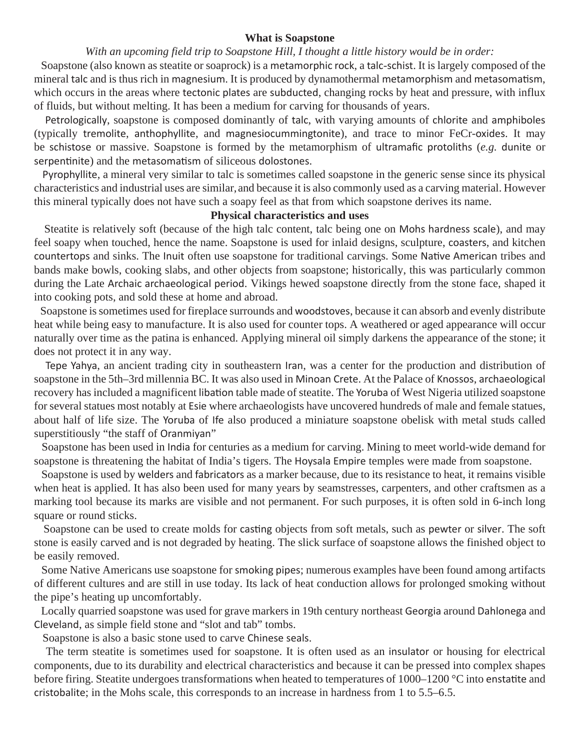## What is Soapstone

*With an upcoming field trip to Soapstone Hill, I thought a little history would be in order:*

Soapstone (also known as steatite or soaprock) is a metamorphic rock, a talc-schist. It is largely composed of the mineral talc and is thus rich in magnesium. It is produced by dynamothermal metamorphism and metasomatism, which occurs in the areas where tectonic plates are subducted, changing rocks by heat and pressure, with influx of fluids, but without melting. It has been a medium for carving for thousands of years.

Petrologically, soapstone is composed dominantly of talc, with varying amounts of chlorite and amphiboles (typically tremolite, anthophyllite, and magnesiocummingtonite), and trace to minor FeCr-oxides. It may be schistose or massive. Soapstone is formed by the metamorphism of ultramafic protoliths (*e.g.* dunite or serpentinite) and the metasomatism of siliceous dolostones.

Pyrophyllite, a mineral very similar to talc is sometimes called soapstone in the generic sense since its physical characteristics and industrial uses are similar, and because it is also commonly used as a carving material. However this mineral typically does not have such a soapy feel as that from which soapstone derives its name.

## Physical characteristics and uses

Steatite is relatively soft (because of the high talc content, talc being one on Mohs hardness scale), and may feel soapy when touched, hence the name. Soapstone is used for inlaid designs, sculpture, coasters, and kitchen countertops and sinks. The Inuit often use soapstone for traditional carvings. Some Native American tribes and bands make bowls, cooking slabs, and other objects from soapstone; historically, this was particularly common during the Late Archaic archaeological period. Vikings hewed soapstone directly from the stone face, shaped it into cooking pots, and sold these at home and abroad.

Soapstone is sometimes used for fireplace surrounds and woodstoves, because it can absorb and evenly distribute heat while being easy to manufacture. It is also used for counter tops. A weathered or aged appearance will occur naturally over time as the patina is enhanced. Applying mineral oil simply darkens the appearance of the stone; it does not protect it in any way.

Tepe Yahya, an ancient trading city in southeastern Iran, was a center for the production and distribution of soapstone in the 5th–3rd millennia BC. It was also used in Minoan Crete. At the Palace of Knossos, archaeological recovery has included a magnificent libation table made of steatite. The Yoruba of West Nigeria utilized soapstone for several statues most notably at Esie where archaeologists have uncovered hundreds of male and female statues, about half of life size. The Yoruba of Ife also produced a miniature soapstone obelisk with metal studs called superstitiously "the staff of Oranmiyan"

Soapstone has been used in India for centuries as a medium for carving. Mining to meet world-wide demand for soapstone is threatening the habitat of India's tigers. The Hoysala Empire temples were made from soapstone.

Soapstone is used by welders and fabricators as a marker because, due to its resistance to heat, it remains visible when heat is applied. It has also been used for many years by seamstresses, carpenters, and other craftsmen as a marking tool because its marks are visible and not permanent. For such purposes, it is often sold in 6-inch long square or round sticks.

Soapstone can be used to create molds for casting objects from soft metals, such as pewter or silver. The soft stone is easily carved and is not degraded by heating. The slick surface of soapstone allows the finished object to be easily removed.

Some Native Americans use soapstone for smoking pipes; numerous examples have been found among artifacts of different cultures and are still in use today. Its lack of heat conduction allows for prolonged smoking without the pipe's heating up uncomfortably.

Locally quarried soapstone was used for grave markers in 19th century northeast Georgia around Dahlonega and Cleveland, as simple field stone and "slot and tab" tombs.

Soapstone is also a basic stone used to carve Chinese seals.

The term steatite is sometimes used for soapstone. It is often used as an insulator or housing for electrical components, due to its durability and electrical characteristics and because it can be pressed into complex shapes before firing. Steatite undergoes transformations when heated to temperatures of 1000–1200 °C into enstatite and cristobalite; in the Mohs scale, this corresponds to an increase in hardness from 1 to 5.5–6.5.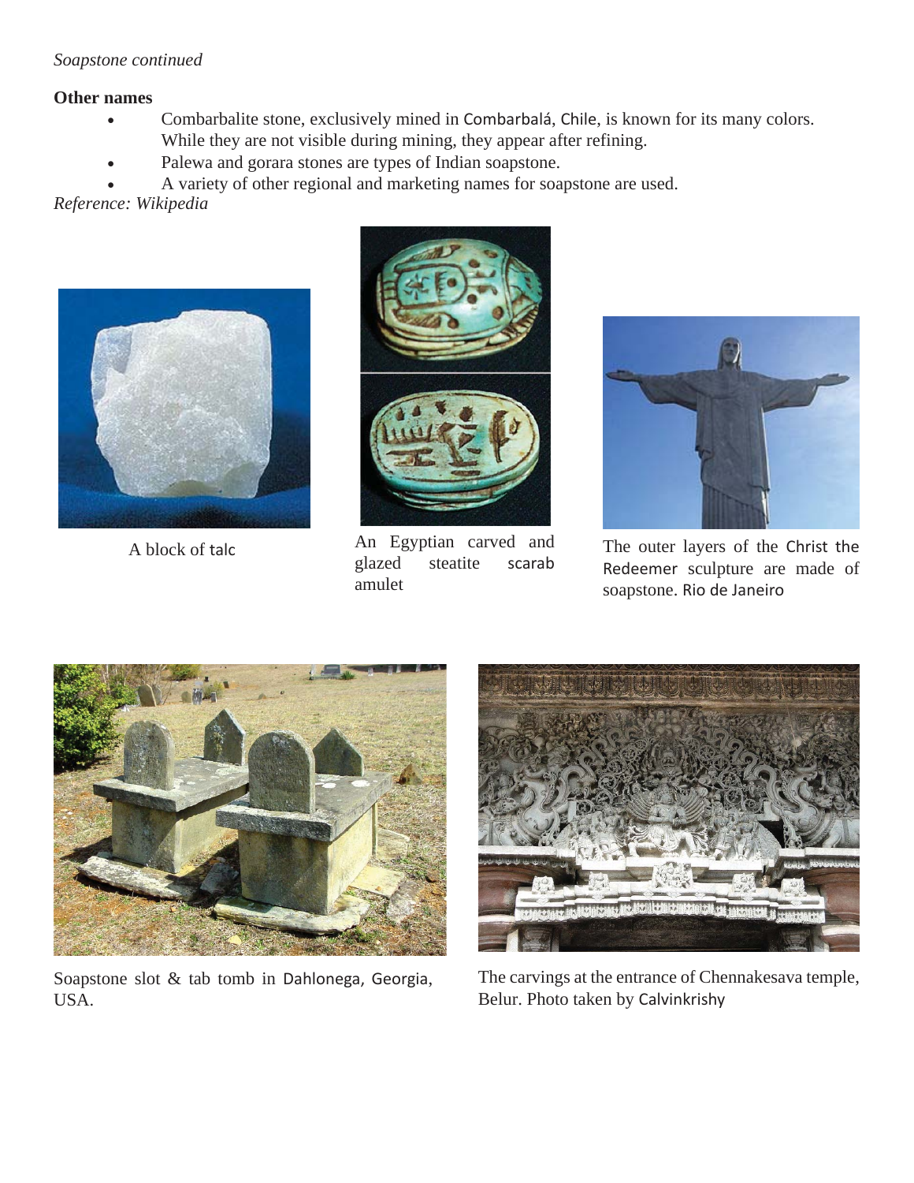*Soapstone continued*

**Other names**

- Combarbalite stone, exclusively mined in Combarbalá, Chile, is known for its many colors. While they are not visible during mining, they appear after refining.
- Palewa and gorara stones are types of Indian soapstone.
- A variety of other regional and marketing names for soapstone are used.

*Reference: Wikipedia*

A block of talc

An Egyptian carved and glazed steatite scarab amulet

The outer layers of the Christ the Redeemer sculpture are made of soapstone. Rio de Janeiro

Soapstone slot & tab tomb in Dahlonega, Georgia, USA.

The carvings at the entrance of Chennakesava temple, Belur. Photo taken by Calvinkrishy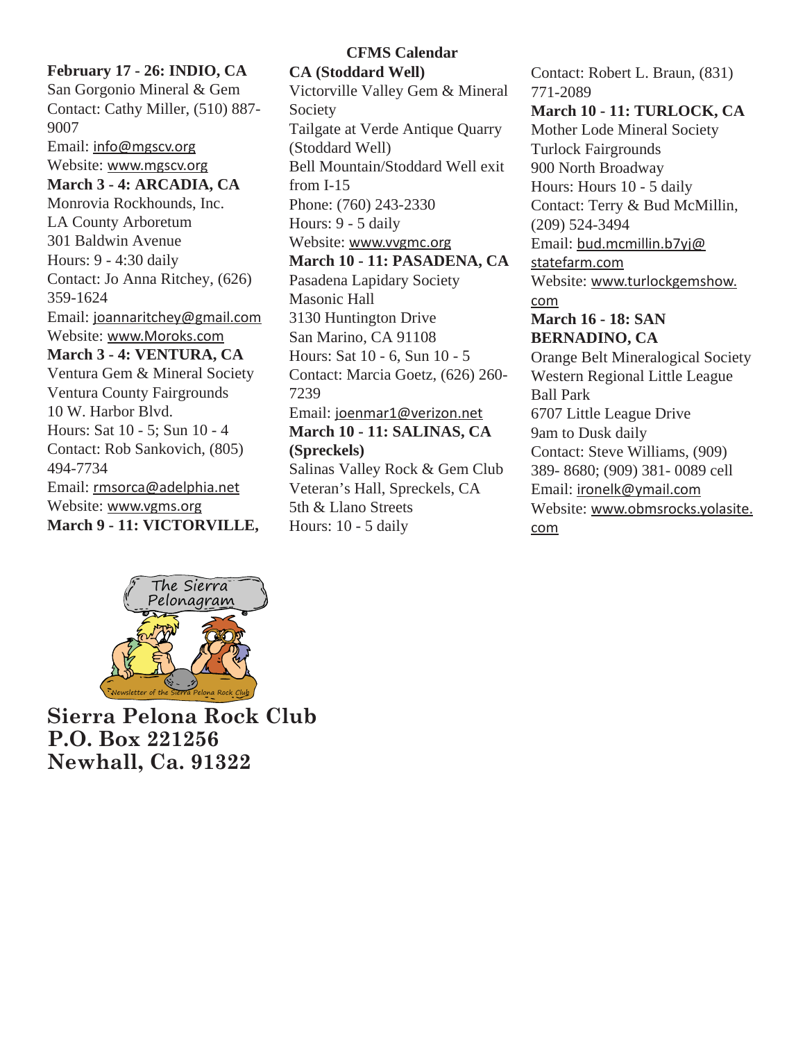## CFMS Calendar

**February 17 - 26: INDIO, CA**
San Gorgonio Mineral & Gem
Contact: Cathy Miller, (510) 887-9007
Email: info@mgscv.org
Website: www.mgscv.org

**March 3 - 4: ARCADIA, CA**
Monrovia Rockhounds, Inc.
LA County Arboretum
301 Baldwin Avenue
Hours: 9 - 4:30 daily
Contact: Jo Anna Ritchey, (626) 359-1624
Email: joannaritchey@gmail.com
Website: www.Moroks.com

**March 3 - 4: VENTURA, CA**
Ventura Gem & Mineral Society
Ventura County Fairgrounds
10 W. Harbor Blvd.
Hours: Sat 10 - 5; Sun 10 - 4
Contact: Rob Sankovich, (805) 494-7734
Email: rmsorca@adelphia.net
Website: www.vgms.org

**March 9 - 11: VICTORVILLE, CA (Stoddard Well)**
Victorville Valley Gem & Mineral Society
Tailgate at Verde Antique Quarry (Stoddard Well)
Bell Mountain/Stoddard Well exit from I-15
Phone: (760) 243-2330
Hours: 9 - 5 daily
Website: www.vvgmc.org

**March 10 - 11: PASADENA, CA**
Pasadena Lapidary Society
Masonic Hall
3130 Huntington Drive
San Marino, CA 91108
Hours: Sat 10 - 6, Sun 10 - 5
Contact: Marcia Goetz, (626) 260-7239
Email: joenmar1@verizon.net

**March 10 - 11: SALINAS, CA (Spreckels)**
Salinas Valley Rock & Gem Club
Veteran's Hall, Spreckels, CA
5th & Llano Streets
Hours: 10 - 5 daily
Contact: Robert L. Braun, (831) 771-2089

**March 10 - 11: TURLOCK, CA**
Mother Lode Mineral Society
Turlock Fairgrounds
900 North Broadway
Hours: Hours 10 - 5 daily
Contact: Terry & Bud McMillin, (209) 524-3494
Email: bud.mcmillin.b7yj@statefarm.com
Website: www.turlockgemshow.com

**March 16 - 18: SAN BERNADINO, CA**
Orange Belt Mineralogical Society
Western Regional Little League Ball Park
6707 Little League Drive
9am to Dusk daily
Contact: Steve Williams, (909) 389- 8680; (909) 381- 0089 cell
Email: ironelk@ymail.com
Website: www.obmsrocks.yolasite.com

**Sierra Pelona Rock Club**
**P.O. Box 221256**
**Newhall, Ca. 91322**